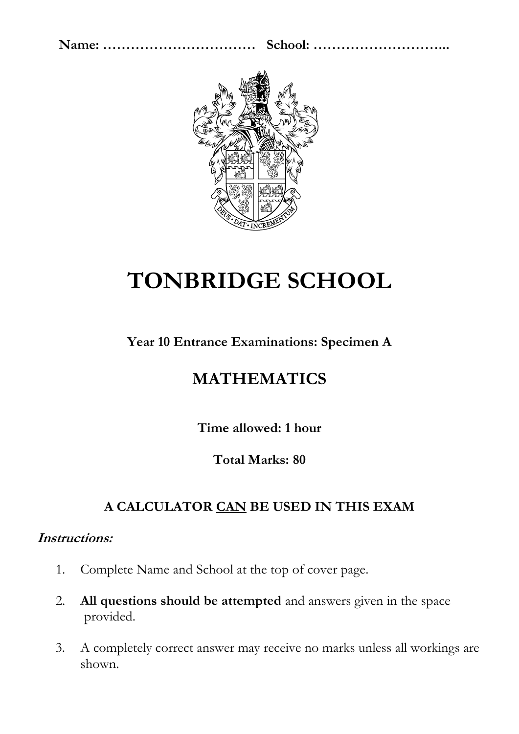**Name: …………………………… School: ………………………...**

# TONBRIDGE SCHOOL

**Year 10 Entrance Examinations: Specimen A**

## MATHEMATICS

**Time allowed: 1 hour**

**Total Marks: 80**

**A CALCULATOR CAN BE USED IN THIS EXAM**

***Instructions:***

1. Complete Name and School at the top of cover page.
2. **All questions should be attempted** and answers given in the space provided.
3. A completely correct answer may receive no marks unless all workings are shown.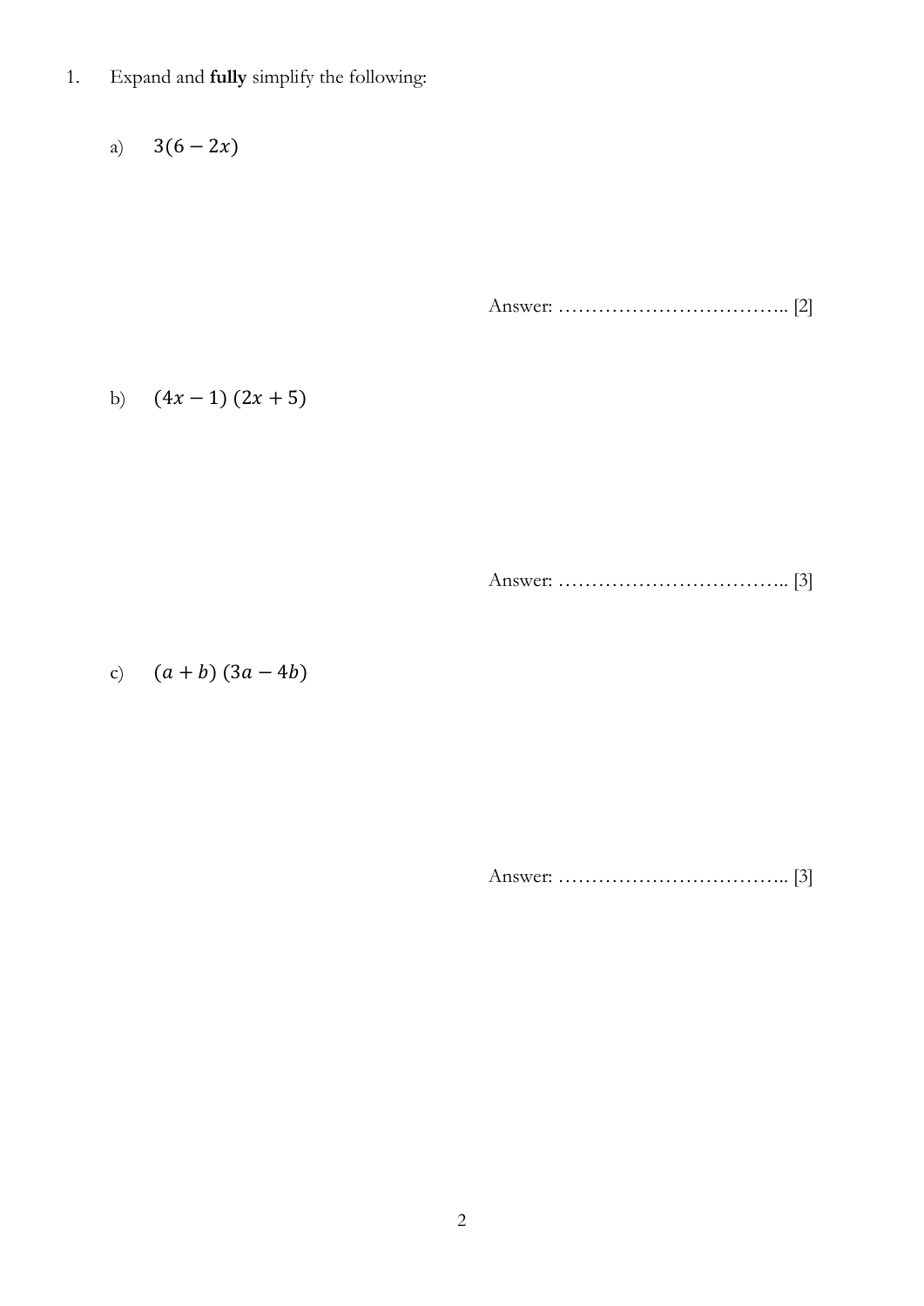1. Expand and **fully** simplify the following:

   a) $3(6 - 2x)$

   Answer: …………………………….. [2]

   b) $(4x - 1)\ (2x + 5)$

   Answer: …………………………….. [3]

   c) $(a + b)\ (3a - 4b)$

   Answer: …………………………….. [3]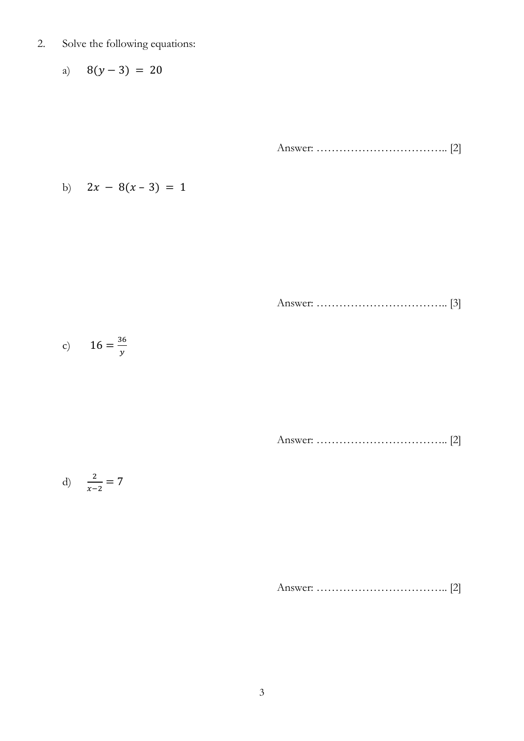2. Solve the following equations:

a) $8(y - 3) = 20$

Answer: …………………………….. [2]

b) $2x - 8(x - 3) = 1$

Answer: …………………………….. [3]

c) $16 = \frac{36}{y}$

Answer: …………………………….. [2]

d) $\frac{2}{x-2} = 7$

Answer: …………………………….. [2]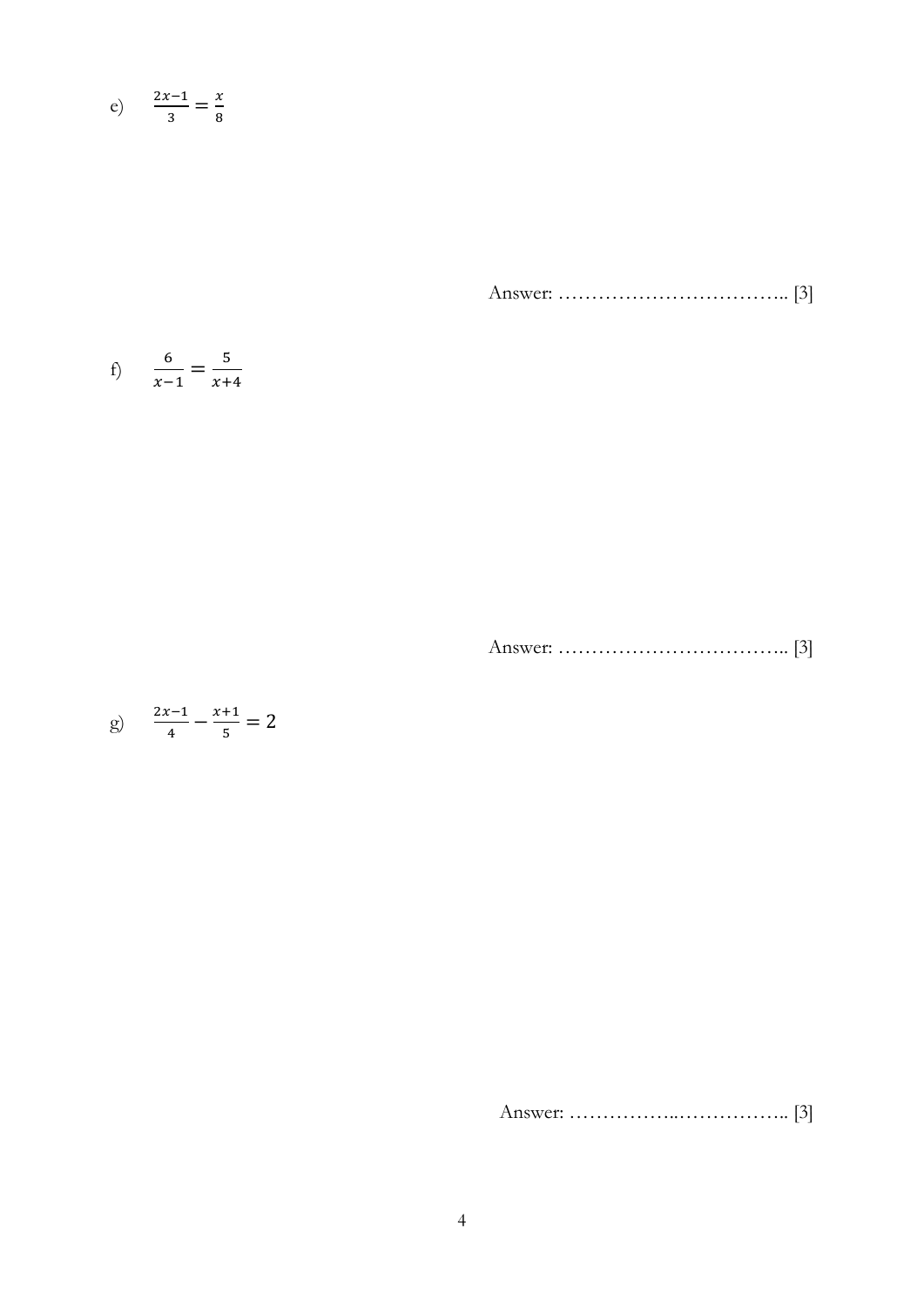e) $\frac{2x-1}{3} = \frac{x}{8}$

Answer: …………………………….. [3]

f) $\frac{6}{x-1} = \frac{5}{x+4}$

Answer: …………………………….. [3]

g) $\frac{2x-1}{4} - \frac{x+1}{5} = 2$

Answer: ……………..…………….. [3]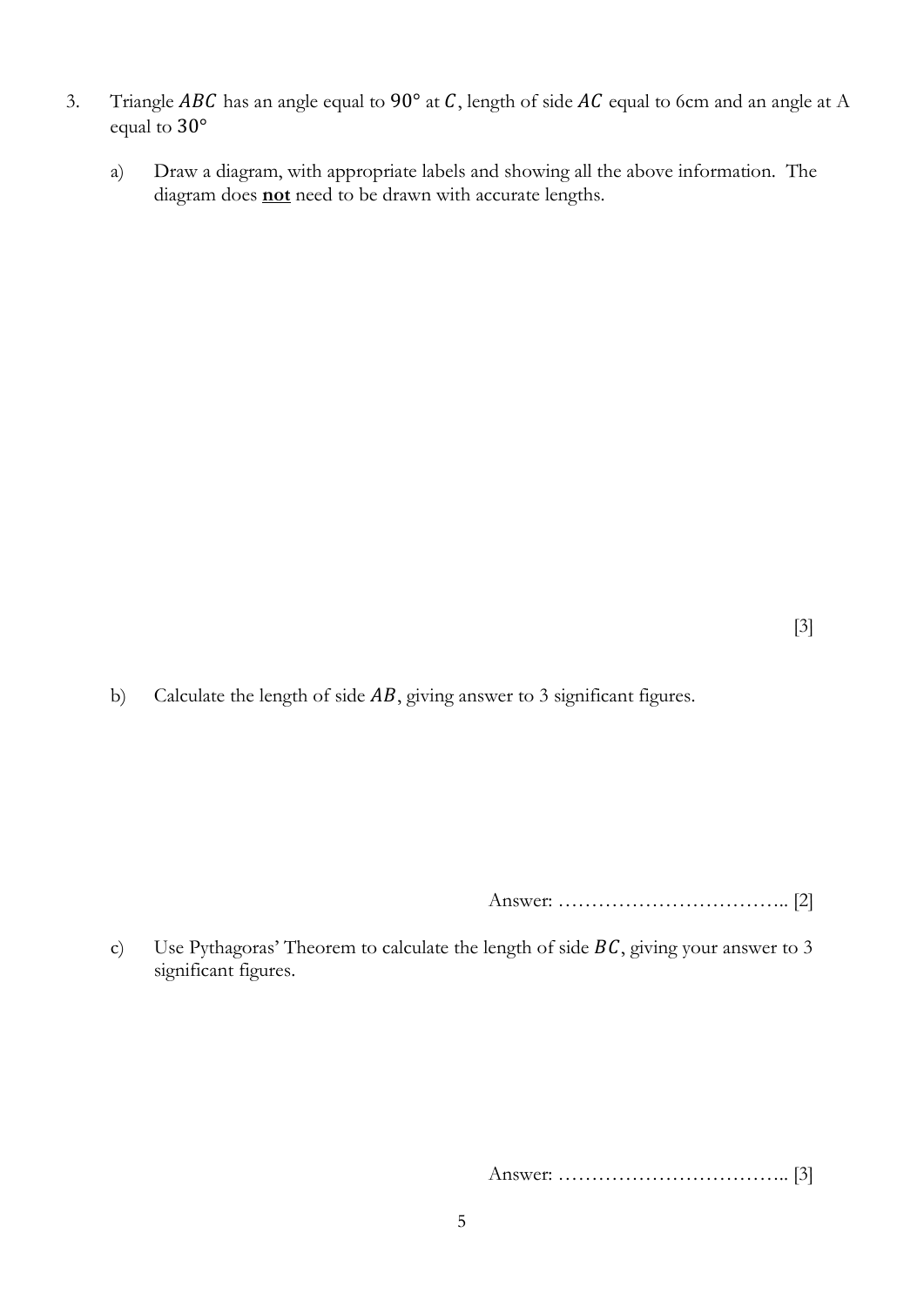3. Triangle $ABC$ has an angle equal to $90°$ at $C$, length of side $AC$ equal to 6cm and an angle at A equal to $30°$

   a) Draw a diagram, with appropriate labels and showing all the above information. The diagram does **not** need to be drawn with accurate lengths.

   [3]

   b) Calculate the length of side $AB$, giving answer to 3 significant figures.

   Answer: …………………………….. [2]

   c) Use Pythagoras' Theorem to calculate the length of side $BC$, giving your answer to 3 significant figures.

   Answer: …………………………….. [3]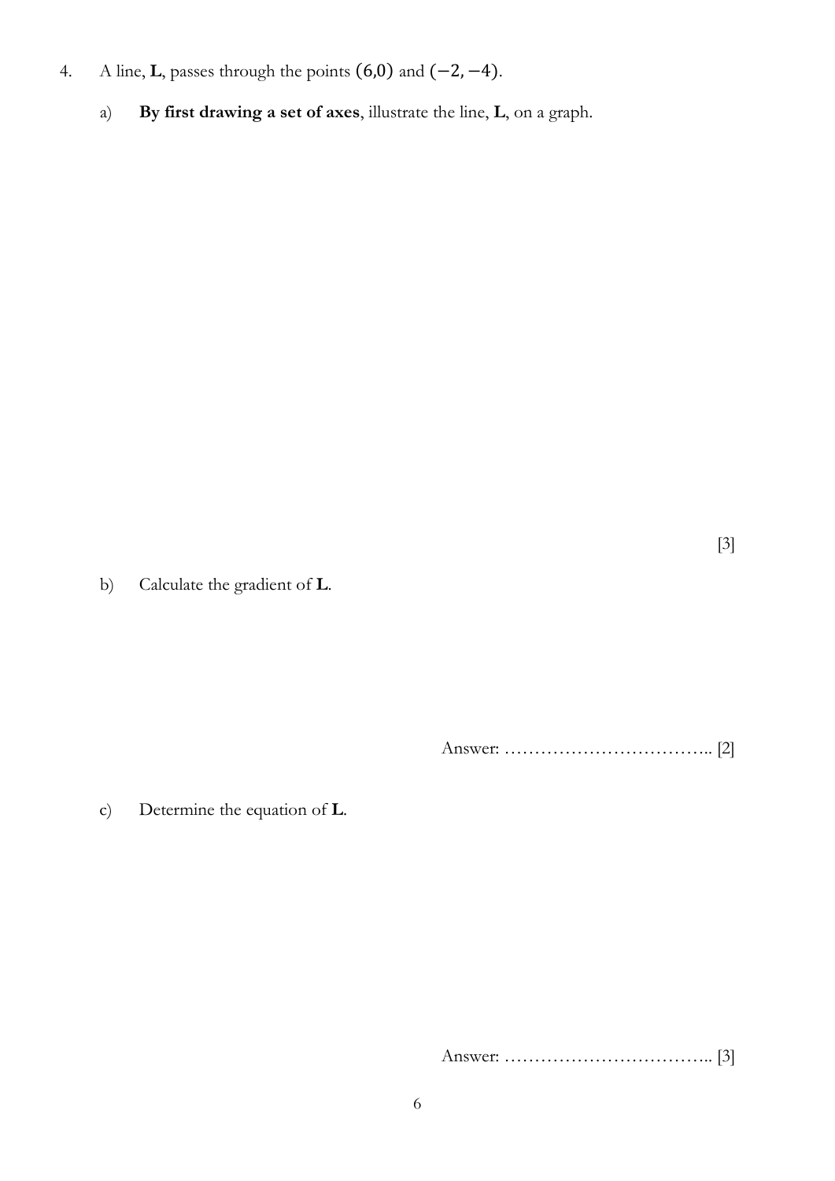4. A line, **L**, passes through the points $(6,0)$ and $(-2,-4)$.

   a) **By first drawing a set of axes**, illustrate the line, **L**, on a graph.

   [3]

   b) Calculate the gradient of **L**.

   Answer: …………………………….. [2]

   c) Determine the equation of **L**.

   Answer: …………………………….. [3]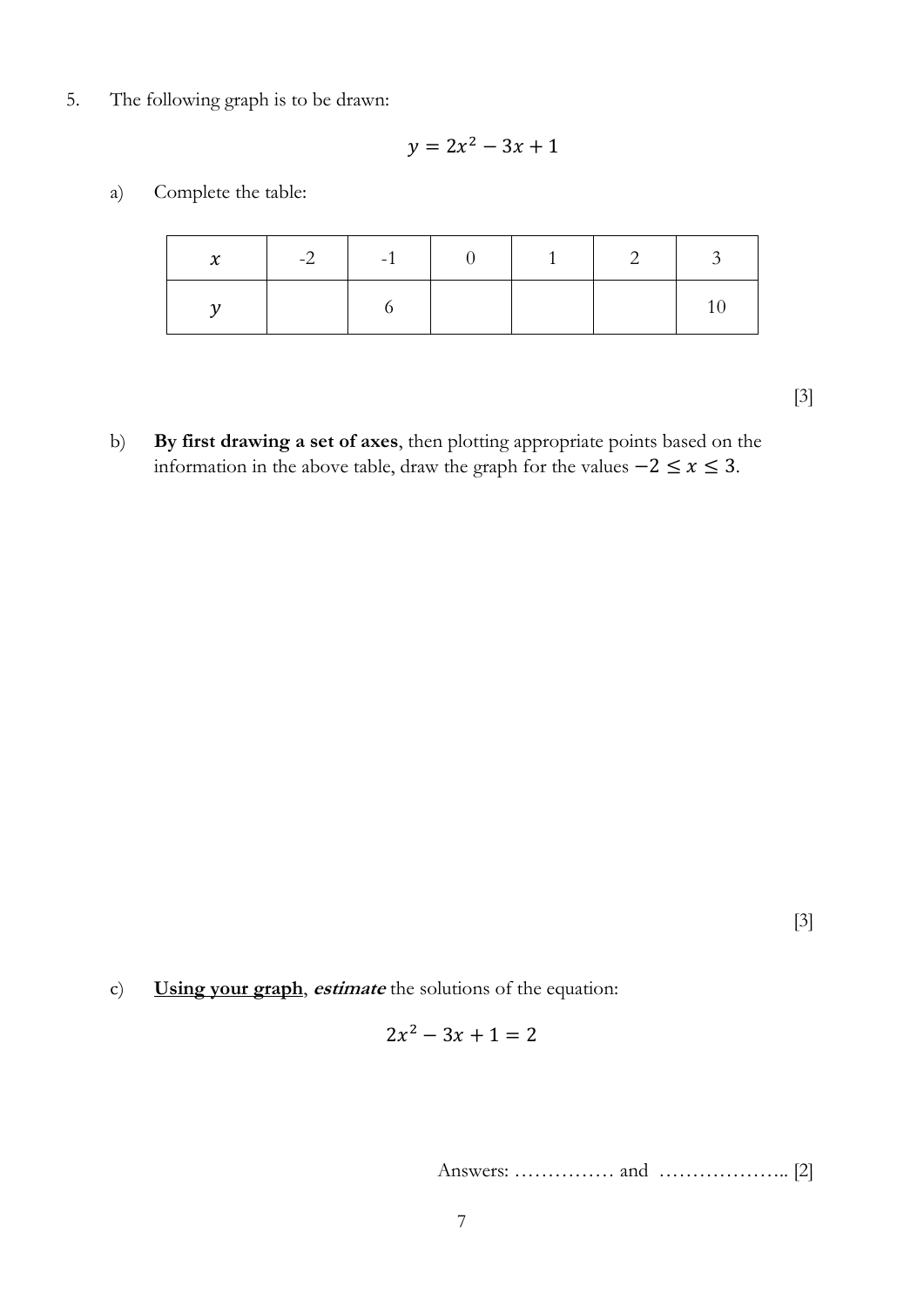5. The following graph is to be drawn:

$$y = 2x^2 - 3x + 1$$

a) Complete the table:

| $x$ | -2 | -1 | 0 | 1 | 2 | 3 |
|---|---|---|---|---|---|---|
| $y$ | | 6 | | | | 10 |

[3]

b) **By first drawing a set of axes**, then plotting appropriate points based on the information in the above table, draw the graph for the values $-2 \leq x \leq 3$.

[3]

c) **<u>Using your graph</u>**, ***estimate*** the solutions of the equation:

$$2x^2 - 3x + 1 = 2$$

Answers: …………… and ……………….. [2]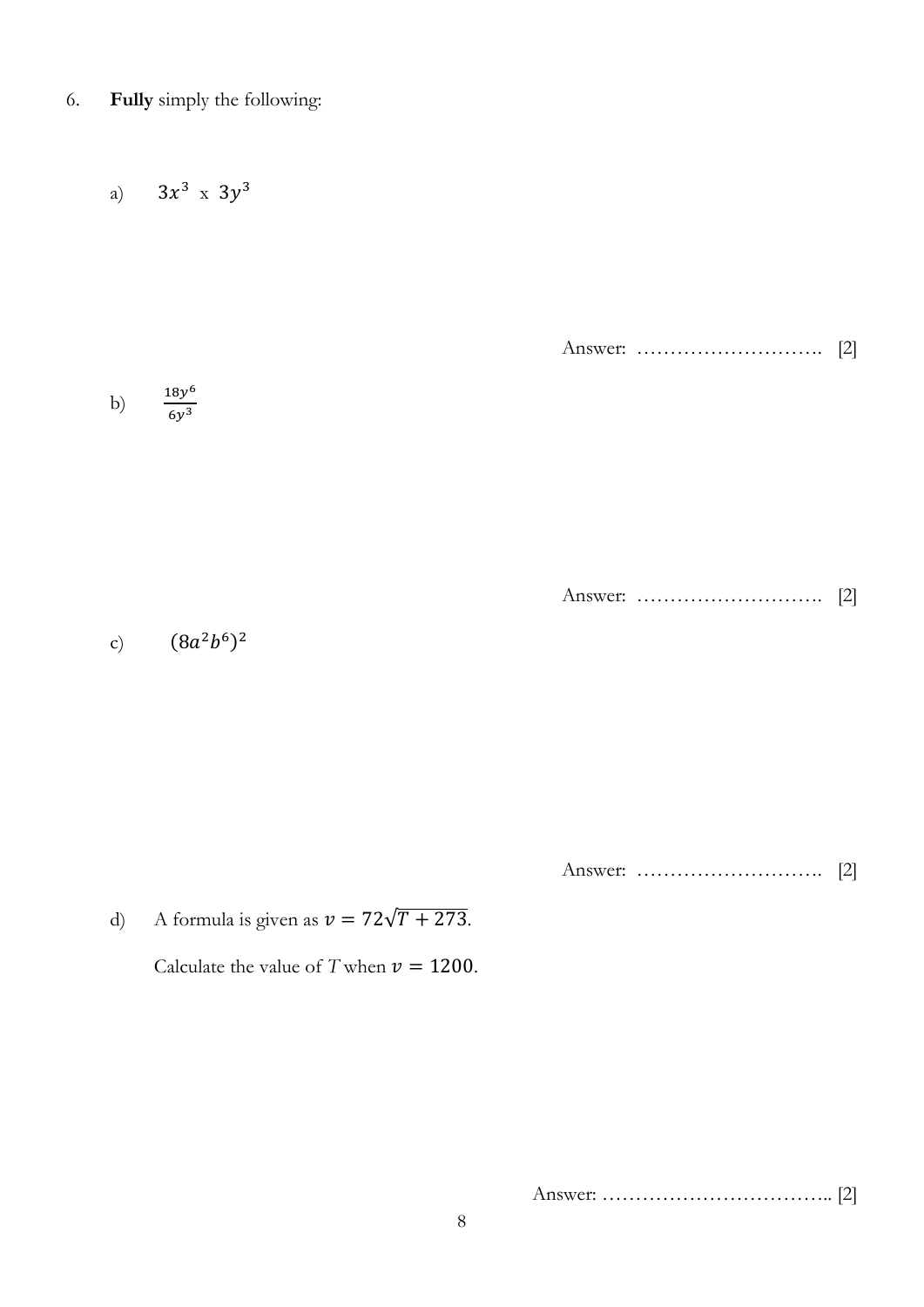6. **Fully** simply the following:

a) $3x^3$ x $3y^3$

Answer: ………………………. [2]

b) $\frac{18y^6}{6y^3}$

Answer: ………………………. [2]

c) $(8a^2b^6)^2$

Answer: ………………………. [2]

d) A formula is given as $v = 72\sqrt{T + 273}$.

Calculate the value of $T$ when $v = 1200$.

Answer: …………………………….. [2]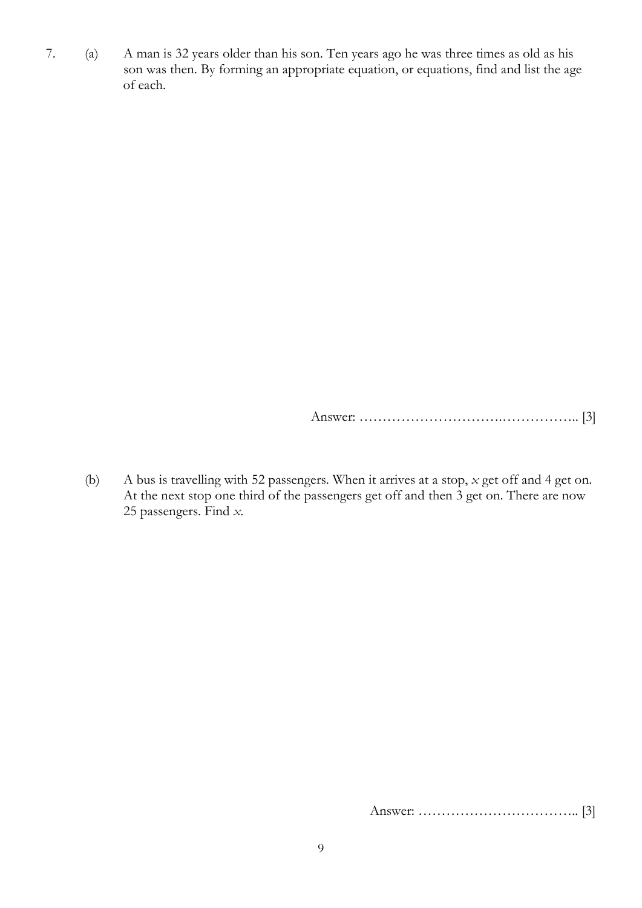7. (a) A man is 32 years older than his son. Ten years ago he was three times as old as his son was then. By forming an appropriate equation, or equations, find and list the age of each.

Answer: …………………………..…………….. [3]

(b) A bus is travelling with 52 passengers. When it arrives at a stop, $x$ get off and 4 get on. At the next stop one third of the passengers get off and then 3 get on. There are now 25 passengers. Find $x$.

Answer: …………………………….. [3]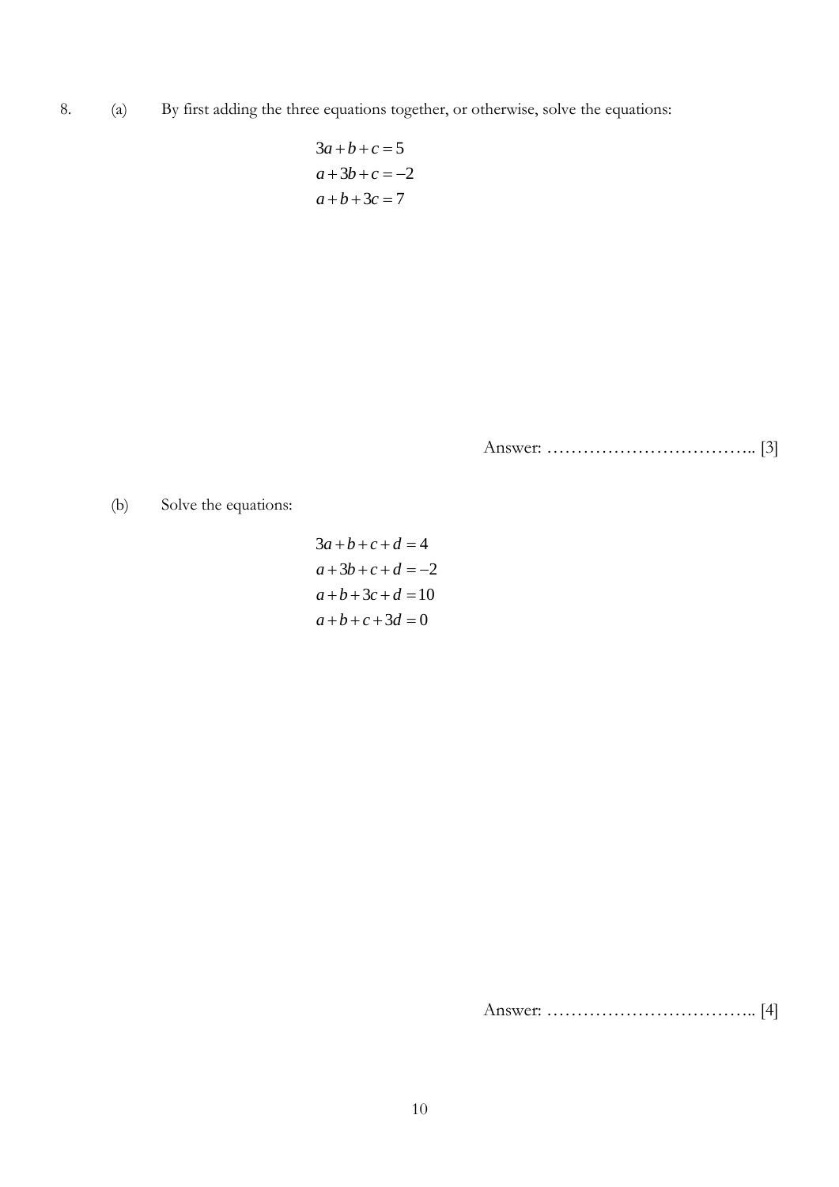8. (a) By first adding the three equations together, or otherwise, solve the equations:

$$3a + b + c = 5$$
$$a + 3b + c = -2$$
$$a + b + 3c = 7$$

Answer: …………………………….. [3]

(b) Solve the equations:

$$3a + b + c + d = 4$$
$$a + 3b + c + d = -2$$
$$a + b + 3c + d = 10$$
$$a + b + c + 3d = 0$$

Answer: …………………………….. [4]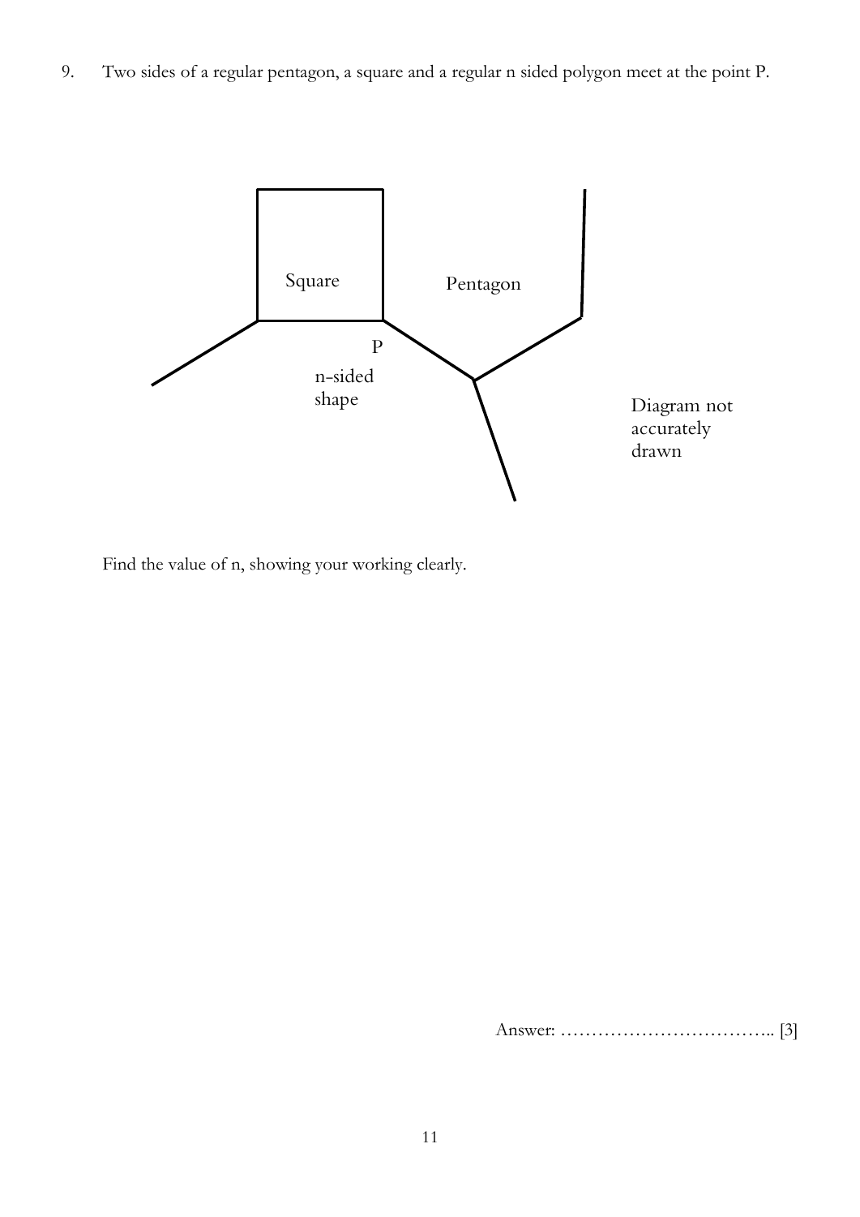9. Two sides of a regular pentagon, a square and a regular n sided polygon meet at the point P.

Square

Pentagon

P

n-sided shape

Diagram not accurately drawn

Find the value of n, showing your working clearly.

Answer: …………………………….. [3]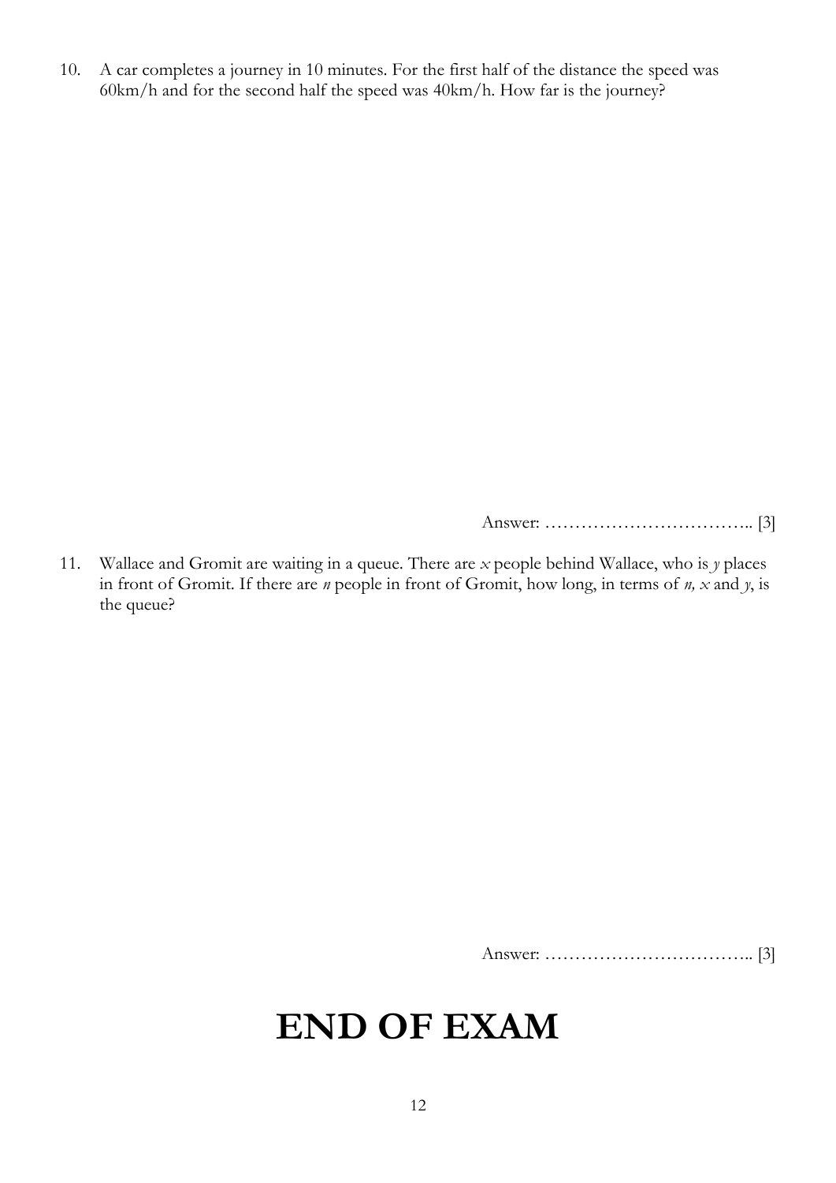10. A car completes a journey in 10 minutes. For the first half of the distance the speed was 60km/h and for the second half the speed was 40km/h. How far is the journey?

Answer: …………………………….. [3]

11. Wallace and Gromit are waiting in a queue. There are $x$ people behind Wallace, who is $y$ places in front of Gromit. If there are $n$ people in front of Gromit, how long, in terms of $n$, $x$ and $y$, is the queue?

Answer: …………………………….. [3]

# END OF EXAM